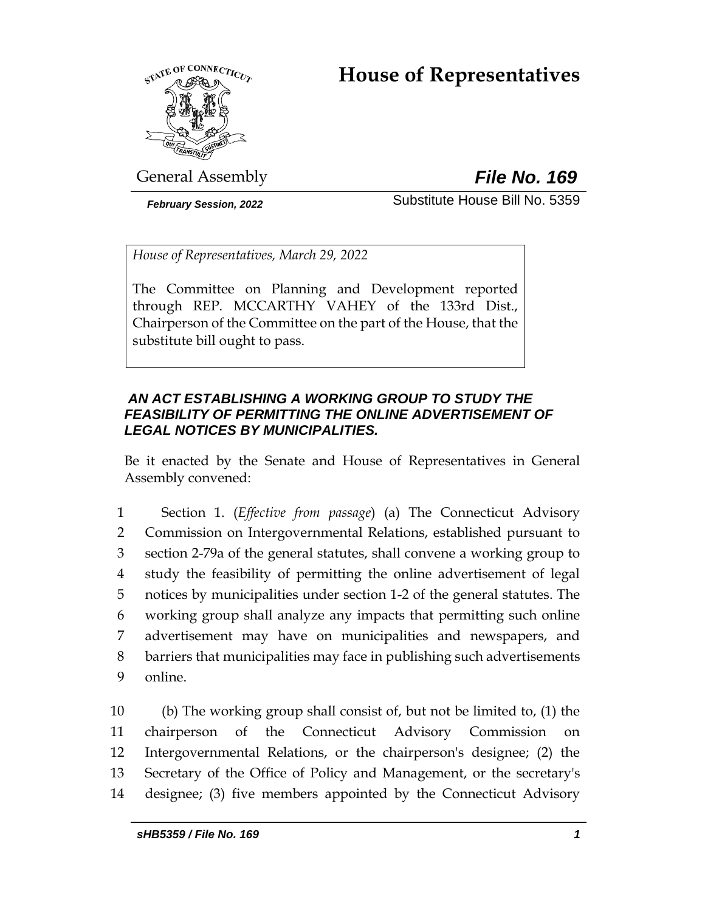# House of Representatives

General Assembly

***File No. 169***

*February Session, 2022*

Substitute House Bill No. 5359

*House of Representatives, March 29, 2022*

The Committee on Planning and Development reported through REP. MCCARTHY VAHEY of the 133rd Dist., Chairperson of the Committee on the part of the House, that the substitute bill ought to pass.

***AN ACT ESTABLISHING A WORKING GROUP TO STUDY THE FEASIBILITY OF PERMITTING THE ONLINE ADVERTISEMENT OF LEGAL NOTICES BY MUNICIPALITIES.***

Be it enacted by the Senate and House of Representatives in General Assembly convened:

1 Section 1. (*Effective from passage*) (a) The Connecticut Advisory
2 Commission on Intergovernmental Relations, established pursuant to
3 section 2-79a of the general statutes, shall convene a working group to
4 study the feasibility of permitting the online advertisement of legal
5 notices by municipalities under section 1-2 of the general statutes. The
6 working group shall analyze any impacts that permitting such online
7 advertisement may have on municipalities and newspapers, and
8 barriers that municipalities may face in publishing such advertisements
9 online.

10 (b) The working group shall consist of, but not be limited to, (1) the
11 chairperson of the Connecticut Advisory Commission on
12 Intergovernmental Relations, or the chairperson's designee; (2) the
13 Secretary of the Office of Policy and Management, or the secretary's
14 designee; (3) five members appointed by the Connecticut Advisory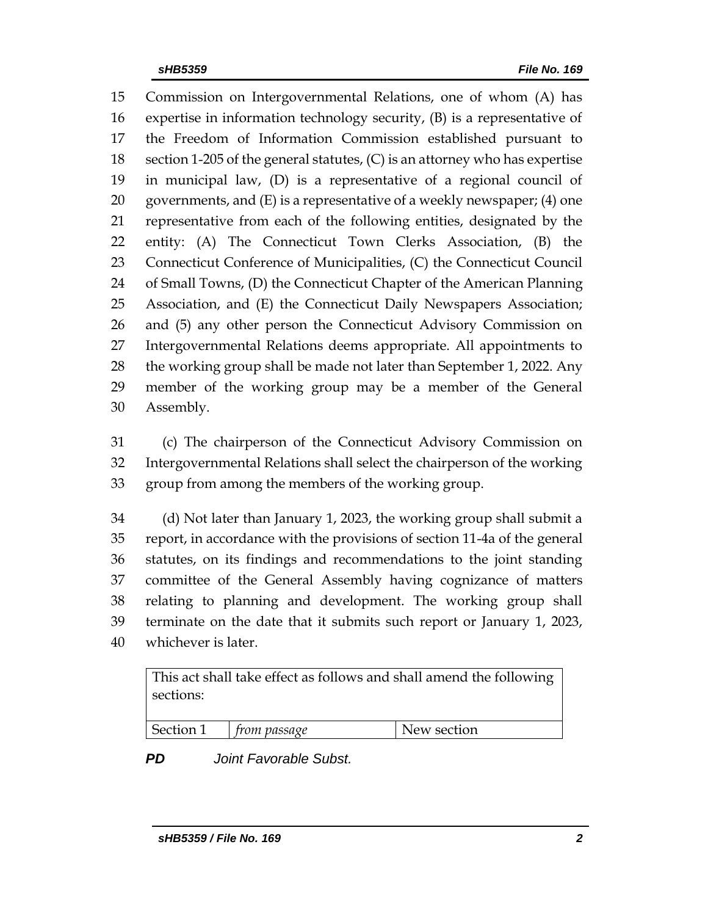Commission on Intergovernmental Relations, one of whom (A) has expertise in information technology security, (B) is a representative of the Freedom of Information Commission established pursuant to section 1-205 of the general statutes, (C) is an attorney who has expertise in municipal law, (D) is a representative of a regional council of governments, and (E) is a representative of a weekly newspaper; (4) one representative from each of the following entities, designated by the entity: (A) The Connecticut Town Clerks Association, (B) the Connecticut Conference of Municipalities, (C) the Connecticut Council of Small Towns, (D) the Connecticut Chapter of the American Planning Association, and (E) the Connecticut Daily Newspapers Association; and (5) any other person the Connecticut Advisory Commission on Intergovernmental Relations deems appropriate. All appointments to the working group shall be made not later than September 1, 2022. Any member of the working group may be a member of the General Assembly.

(c) The chairperson of the Connecticut Advisory Commission on Intergovernmental Relations shall select the chairperson of the working group from among the members of the working group.

(d) Not later than January 1, 2023, the working group shall submit a report, in accordance with the provisions of section 11-4a of the general statutes, on its findings and recommendations to the joint standing committee of the General Assembly having cognizance of matters relating to planning and development. The working group shall terminate on the date that it submits such report or January 1, 2023, whichever is later.

| This act shall take effect as follows and shall amend the following sections: | | |
|---|---|---|
| Section 1 | *from passage* | New section |

***PD*** *Joint Favorable Subst.*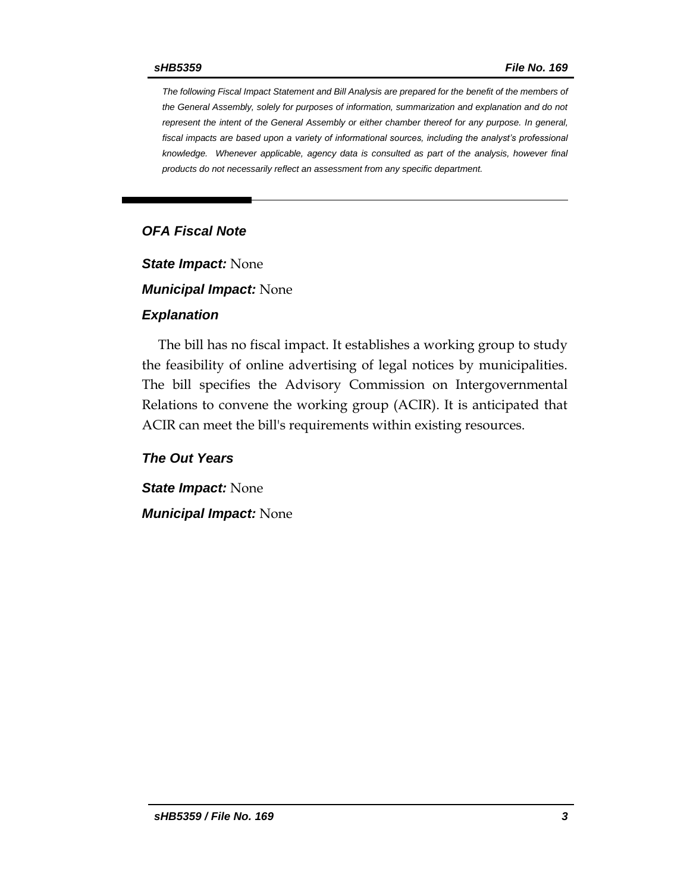*The following Fiscal Impact Statement and Bill Analysis are prepared for the benefit of the members of the General Assembly, solely for purposes of information, summarization and explanation and do not represent the intent of the General Assembly or either chamber thereof for any purpose. In general, fiscal impacts are based upon a variety of informational sources, including the analyst's professional knowledge. Whenever applicable, agency data is consulted as part of the analysis, however final products do not necessarily reflect an assessment from any specific department.*

## *OFA Fiscal Note*

***State Impact:*** None

***Municipal Impact:*** None

### *Explanation*

The bill has no fiscal impact. It establishes a working group to study the feasibility of online advertising of legal notices by municipalities. The bill specifies the Advisory Commission on Intergovernmental Relations to convene the working group (ACIR). It is anticipated that ACIR can meet the bill's requirements within existing resources.

### *The Out Years*

***State Impact:*** None

***Municipal Impact:*** None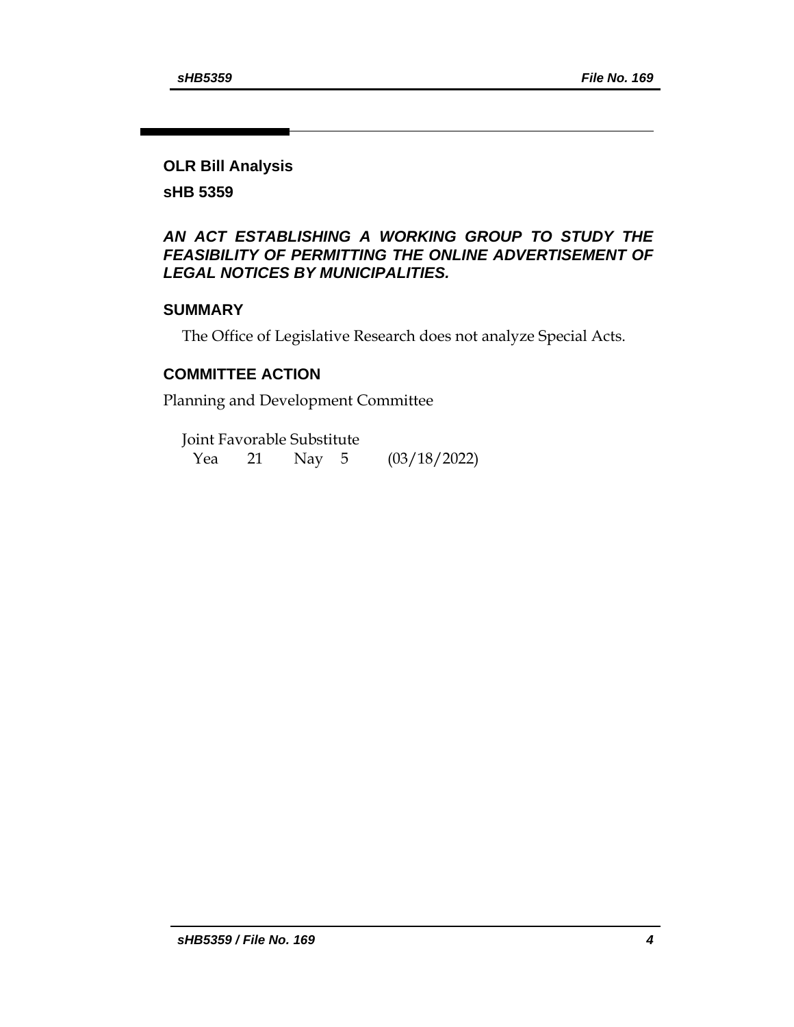## OLR Bill Analysis

## sHB 5359

***AN ACT ESTABLISHING A WORKING GROUP TO STUDY THE FEASIBILITY OF PERMITTING THE ONLINE ADVERTISEMENT OF LEGAL NOTICES BY MUNICIPALITIES.***

### SUMMARY

The Office of Legislative Research does not analyze Special Acts.

### COMMITTEE ACTION

Planning and Development Committee

| | | | | |
|---|---|---|---|---|
| Joint Favorable Substitute | | | | |
| Yea | 21 | Nay | 5 | (03/18/2022) |